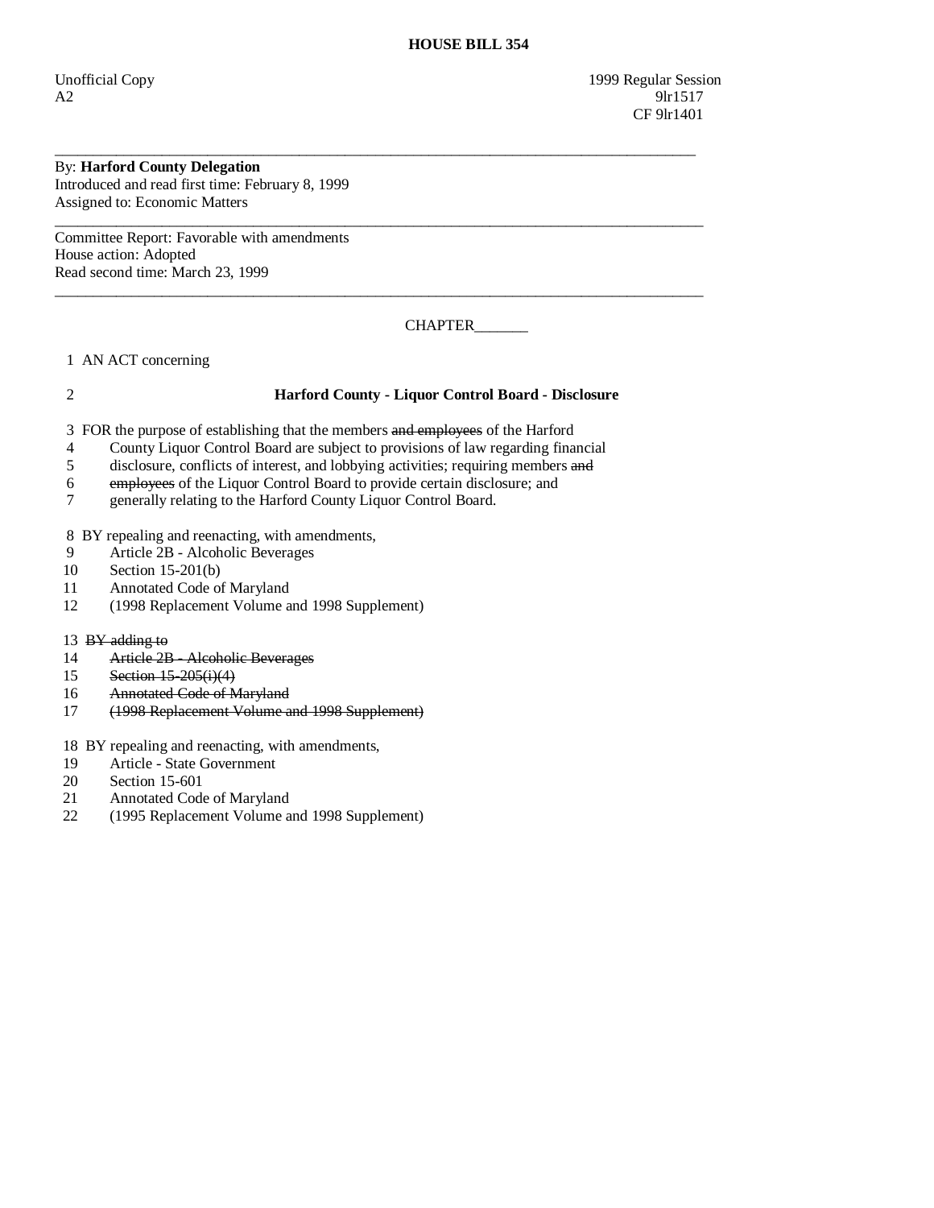# HOUSE BILL 354

Unofficial Copy 1999 Regular Session
A2 9lr1517
CF 9lr1401

---

By: **Harford County Delegation**
Introduced and read first time: February 8, 1999
Assigned to: Economic Matters

---

Committee Report: Favorable with amendments
House action: Adopted
Read second time: March 23, 1999

---

CHAPTER_______

1 AN ACT concerning

2 **Harford County - Liquor Control Board - Disclosure**

3 FOR the purpose of establishing that the members ~~and employees~~ of the Harford
4 County Liquor Control Board are subject to provisions of law regarding financial
5 disclosure, conflicts of interest, and lobbying activities; requiring members ~~and~~
6 ~~employees~~ of the Liquor Control Board to provide certain disclosure; and
7 generally relating to the Harford County Liquor Control Board.

8 BY repealing and reenacting, with amendments,
9 Article 2B - Alcoholic Beverages
10 Section 15-201(b)
11 Annotated Code of Maryland
12 (1998 Replacement Volume and 1998 Supplement)

13 ~~BY adding to~~
14 ~~Article 2B - Alcoholic Beverages~~
15 ~~Section 15-205(i)(4)~~
16 ~~Annotated Code of Maryland~~
17 ~~(1998 Replacement Volume and 1998 Supplement)~~

18 BY repealing and reenacting, with amendments,
19 Article - State Government
20 Section 15-601
21 Annotated Code of Maryland
22 (1995 Replacement Volume and 1998 Supplement)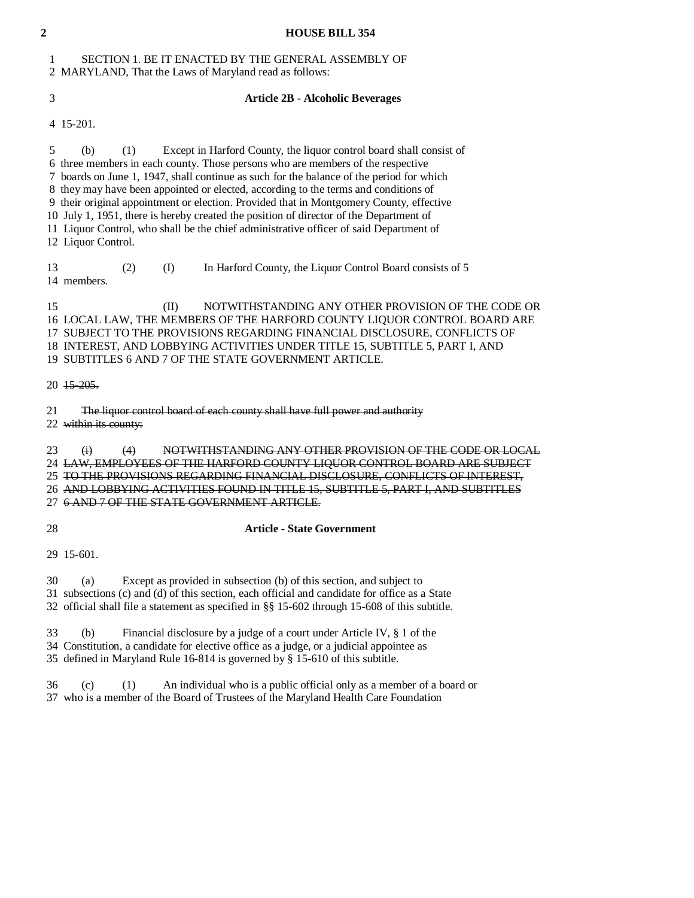SECTION 1. BE IT ENACTED BY THE GENERAL ASSEMBLY OF MARYLAND, That the Laws of Maryland read as follows:

### Article 2B - Alcoholic Beverages

15-201.

(b) (1) Except in Harford County, the liquor control board shall consist of three members in each county. Those persons who are members of the respective boards on June 1, 1947, shall continue as such for the balance of the period for which they may have been appointed or elected, according to the terms and conditions of their original appointment or election. Provided that in Montgomery County, effective July 1, 1951, there is hereby created the position of director of the Department of Liquor Control, who shall be the chief administrative officer of said Department of Liquor Control.

(2) (I) In Harford County, the Liquor Control Board consists of 5 members.

(II) NOTWITHSTANDING ANY OTHER PROVISION OF THE CODE OR LOCAL LAW, THE MEMBERS OF THE HARFORD COUNTY LIQUOR CONTROL BOARD ARE SUBJECT TO THE PROVISIONS REGARDING FINANCIAL DISCLOSURE, CONFLICTS OF INTEREST, AND LOBBYING ACTIVITIES UNDER TITLE 15, SUBTITLE 5, PART I, AND SUBTITLES 6 AND 7 OF THE STATE GOVERNMENT ARTICLE.

~~15-205.~~

~~The liquor control board of each county shall have full power and authority within its county:~~

~~(i) (4) NOTWITHSTANDING ANY OTHER PROVISION OF THE CODE OR LOCAL LAW, EMPLOYEES OF THE HARFORD COUNTY LIQUOR CONTROL BOARD ARE SUBJECT TO THE PROVISIONS REGARDING FINANCIAL DISCLOSURE, CONFLICTS OF INTEREST, AND LOBBYING ACTIVITIES FOUND IN TITLE 15, SUBTITLE 5, PART I, AND SUBTITLES 6 AND 7 OF THE STATE GOVERNMENT ARTICLE.~~

### Article - State Government

15-601.

(a) Except as provided in subsection (b) of this section, and subject to subsections (c) and (d) of this section, each official and candidate for office as a State official shall file a statement as specified in §§ 15-602 through 15-608 of this subtitle.

(b) Financial disclosure by a judge of a court under Article IV, § 1 of the Constitution, a candidate for elective office as a judge, or a judicial appointee as defined in Maryland Rule 16-814 is governed by § 15-610 of this subtitle.

(c) (1) An individual who is a public official only as a member of a board or who is a member of the Board of Trustees of the Maryland Health Care Foundation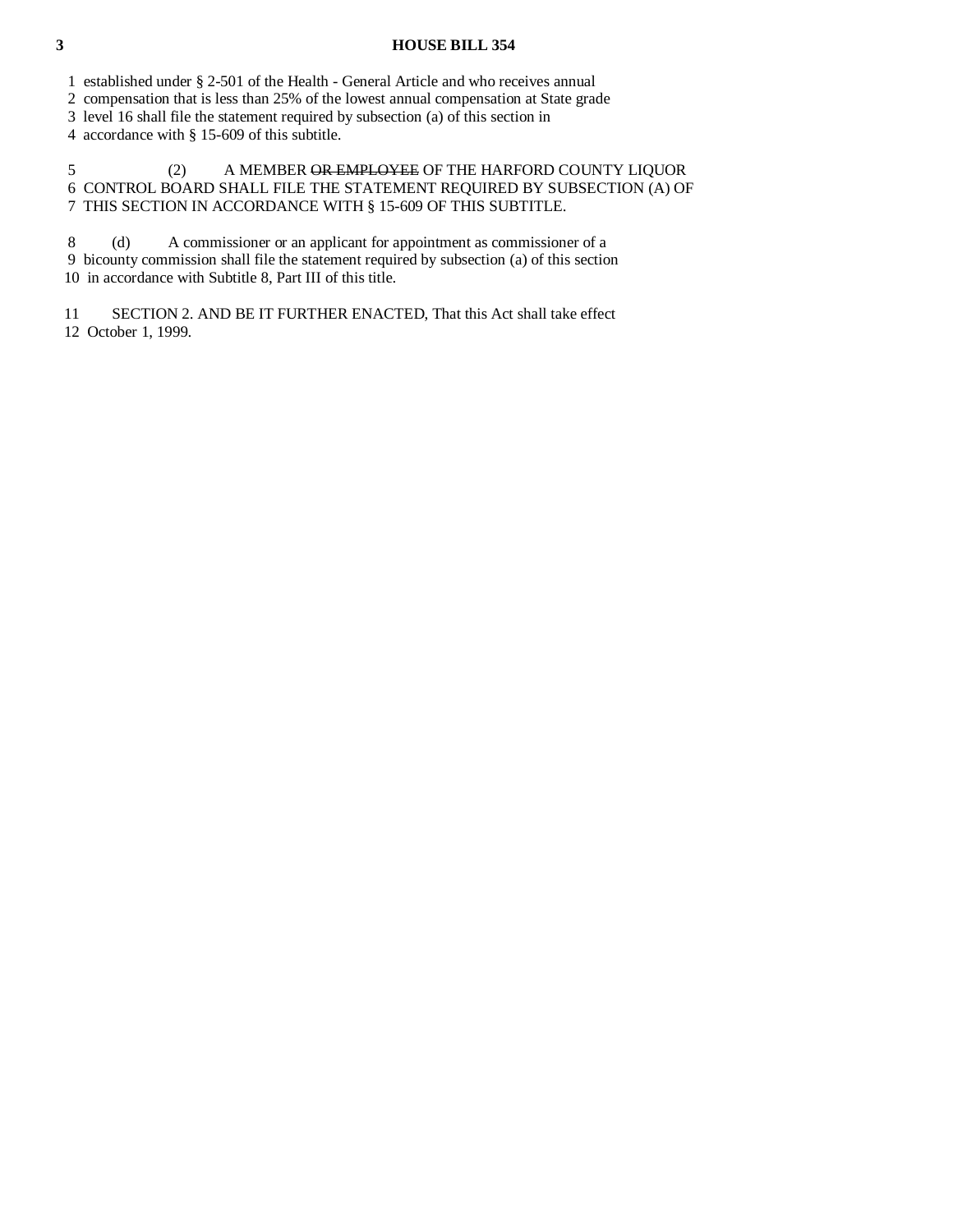established under § 2-501 of the Health - General Article and who receives annual compensation that is less than 25% of the lowest annual compensation at State grade level 16 shall file the statement required by subsection (a) of this section in accordance with § 15-609 of this subtitle.

(2) A MEMBER ~~OR EMPLOYEE~~ OF THE HARFORD COUNTY LIQUOR CONTROL BOARD SHALL FILE THE STATEMENT REQUIRED BY SUBSECTION (A) OF THIS SECTION IN ACCORDANCE WITH § 15-609 OF THIS SUBTITLE.

(d) A commissioner or an applicant for appointment as commissioner of a bicounty commission shall file the statement required by subsection (a) of this section in accordance with Subtitle 8, Part III of this title.

SECTION 2. AND BE IT FURTHER ENACTED, That this Act shall take effect October 1, 1999.